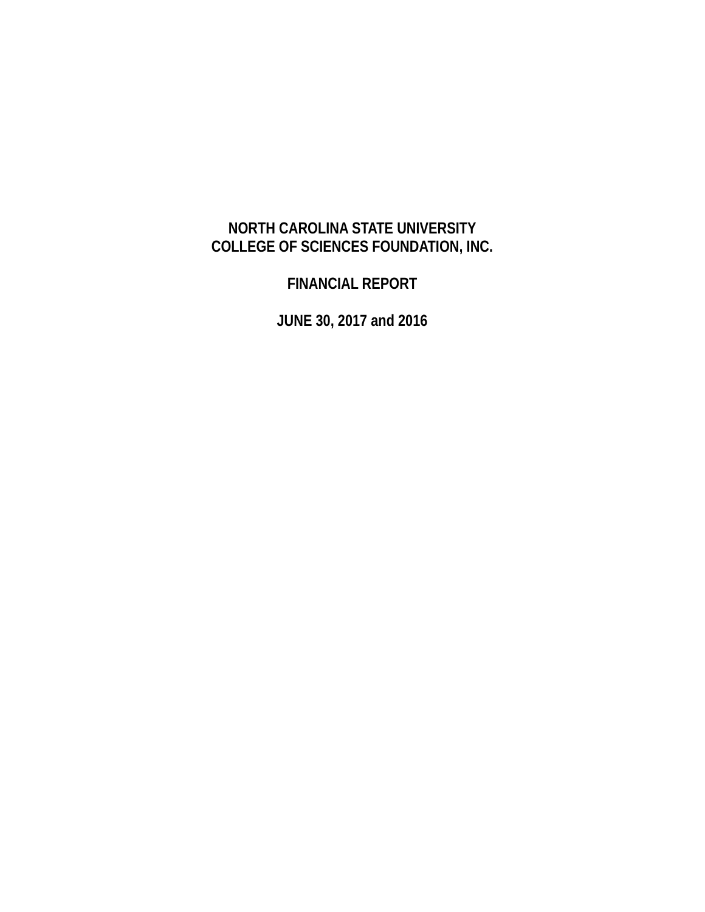# NORTH CAROLINA STATE UNIVERSITY
# COLLEGE OF SCIENCES FOUNDATION, INC.

## FINANCIAL REPORT

## JUNE 30, 2017 and 2016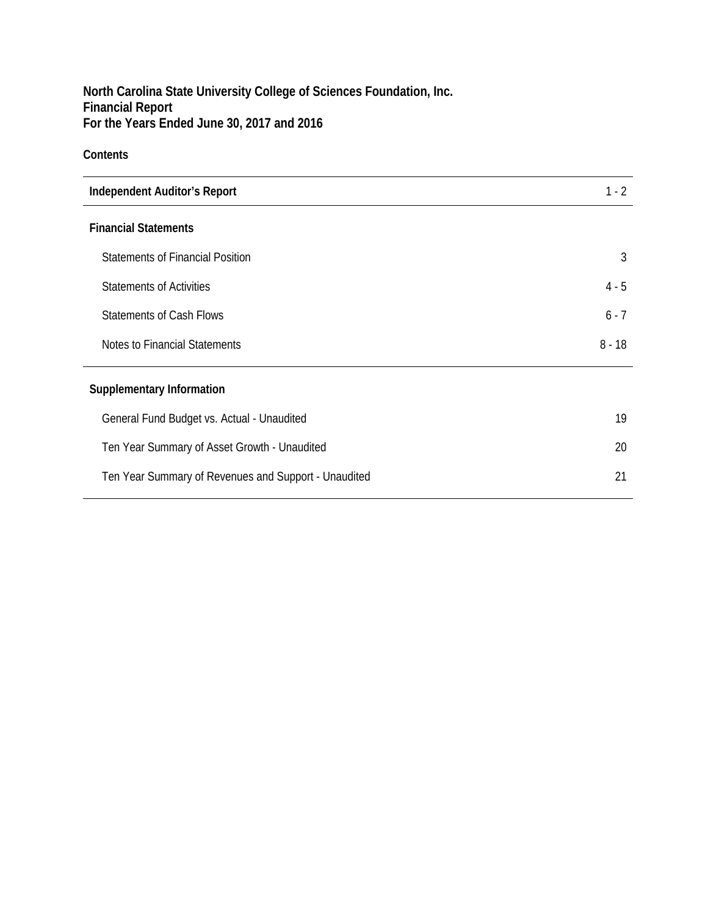**North Carolina State University College of Sciences Foundation, Inc.**
**Financial Report**
**For the Years Ended June 30, 2017 and 2016**

**Contents**

| | |
|---|---|
| **Independent Auditor's Report** | 1 - 2 |
| **Financial Statements** | |
| Statements of Financial Position | 3 |
| Statements of Activities | 4 - 5 |
| Statements of Cash Flows | 6 - 7 |
| Notes to Financial Statements | 8 - 18 |
| **Supplementary Information** | |
| General Fund Budget vs. Actual - Unaudited | 19 |
| Ten Year Summary of Asset Growth - Unaudited | 20 |
| Ten Year Summary of Revenues and Support - Unaudited | 21 |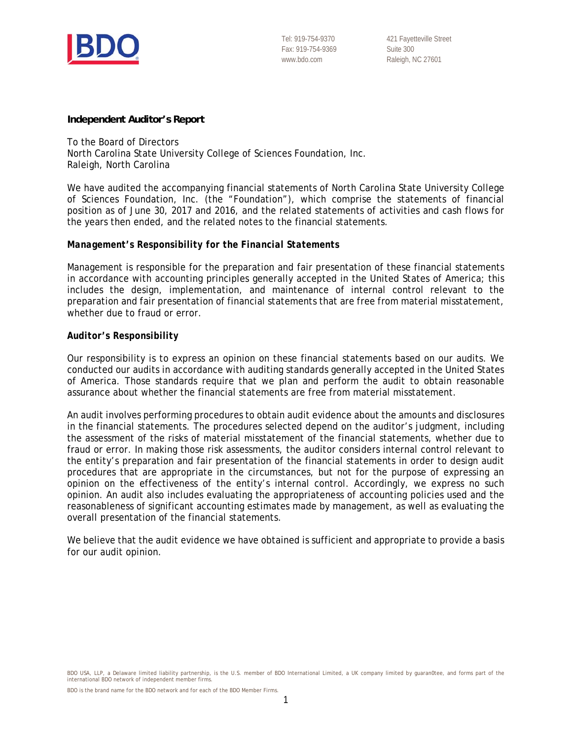Tel: 919-754-9370
Fax: 919-754-9369
www.bdo.com

421 Fayetteville Street
Suite 300
Raleigh, NC 27601

**Independent Auditor's Report**

To the Board of Directors
North Carolina State University College of Sciences Foundation, Inc.
Raleigh, North Carolina

We have audited the accompanying financial statements of North Carolina State University College of Sciences Foundation, Inc. (the "Foundation"), which comprise the statements of financial position as of June 30, 2017 and 2016, and the related statements of activities and cash flows for the years then ended, and the related notes to the financial statements.

***Management's Responsibility for the Financial Statements***

Management is responsible for the preparation and fair presentation of these financial statements in accordance with accounting principles generally accepted in the United States of America; this includes the design, implementation, and maintenance of internal control relevant to the preparation and fair presentation of financial statements that are free from material misstatement, whether due to fraud or error.

**Auditor's Responsibility**

Our responsibility is to express an opinion on these financial statements based on our audits. We conducted our audits in accordance with auditing standards generally accepted in the United States of America. Those standards require that we plan and perform the audit to obtain reasonable assurance about whether the financial statements are free from material misstatement.

An audit involves performing procedures to obtain audit evidence about the amounts and disclosures in the financial statements. The procedures selected depend on the auditor's judgment, including the assessment of the risks of material misstatement of the financial statements, whether due to fraud or error. In making those risk assessments, the auditor considers internal control relevant to the entity's preparation and fair presentation of the financial statements in order to design audit procedures that are appropriate in the circumstances, but not for the purpose of expressing an opinion on the effectiveness of the entity's internal control. Accordingly, we express no such opinion. An audit also includes evaluating the appropriateness of accounting policies used and the reasonableness of significant accounting estimates made by management, as well as evaluating the overall presentation of the financial statements.

We believe that the audit evidence we have obtained is sufficient and appropriate to provide a basis for our audit opinion.

BDO USA, LLP, a Delaware limited liability partnership, is the U.S. member of BDO International Limited, a UK company limited by guaran0tee, and forms part of the international BDO network of independent member firms.

BDO is the brand name for the BDO network and for each of the BDO Member Firms.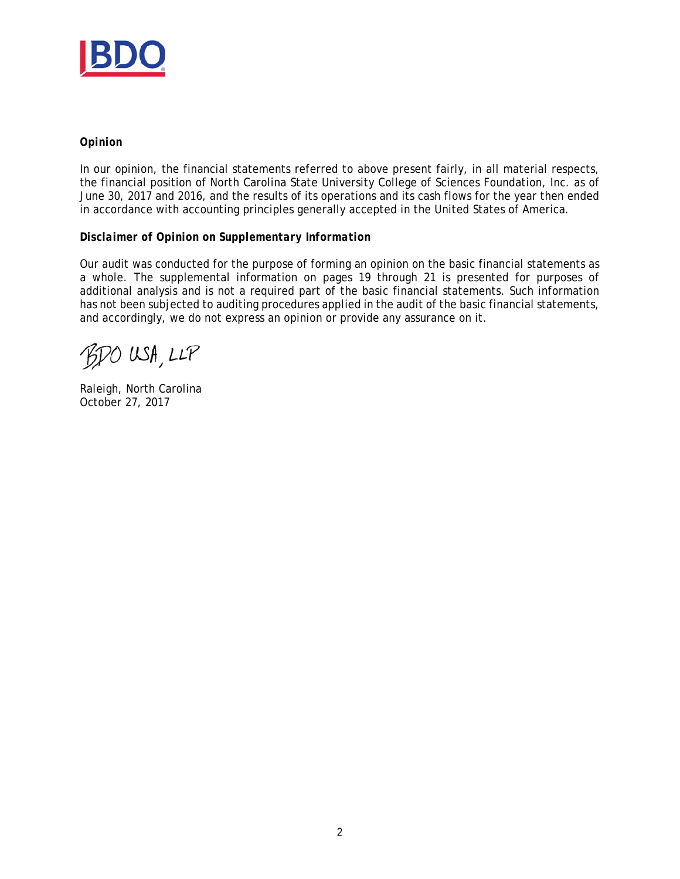### Opinion

In our opinion, the financial statements referred to above present fairly, in all material respects, the financial position of North Carolina State University College of Sciences Foundation, Inc. as of June 30, 2017 and 2016, and the results of its operations and its cash flows for the year then ended in accordance with accounting principles generally accepted in the United States of America.

### Disclaimer of Opinion on Supplementary Information

Our audit was conducted for the purpose of forming an opinion on the basic financial statements as a whole. The supplemental information on pages 19 through 21 is presented for purposes of additional analysis and is not a required part of the basic financial statements. Such information has not been subjected to auditing procedures applied in the audit of the basic financial statements, and accordingly, we do not express an opinion or provide any assurance on it.

BDO USA, LLP

Raleigh, North Carolina
October 27, 2017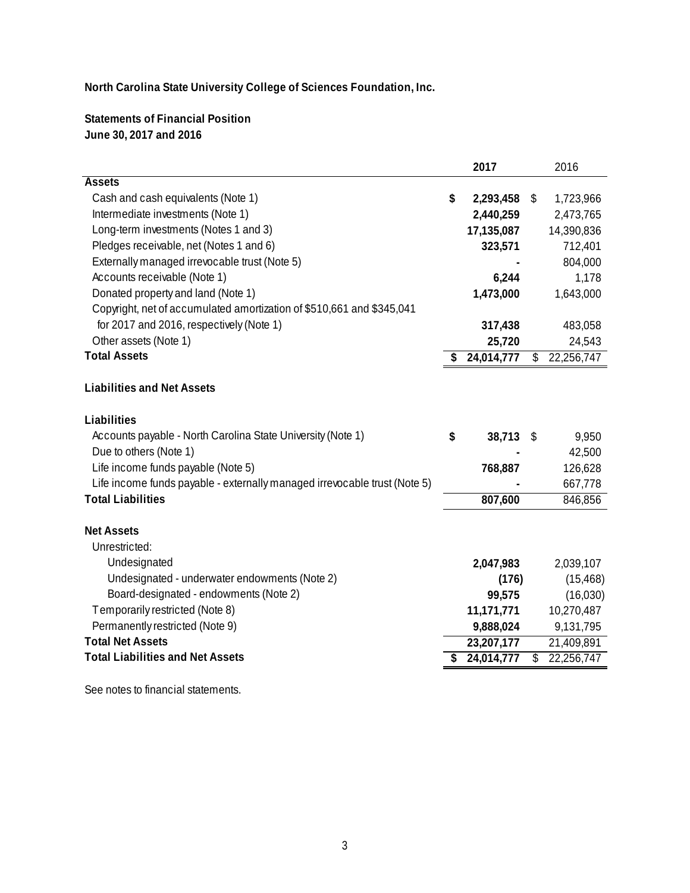**North Carolina State University College of Sciences Foundation, Inc.**

**Statements of Financial Position**
**June 30, 2017 and 2016**

| | **2017** | 2016 |
|---|---|---|
| **Assets** | | |
| Cash and cash equivalents (Note 1) | **$ 2,293,458** | $ 1,723,966 |
| Intermediate investments (Note 1) | **2,440,259** | 2,473,765 |
| Long-term investments (Notes 1 and 3) | **17,135,087** | 14,390,836 |
| Pledges receivable, net (Notes 1 and 6) | **323,571** | 712,401 |
| Externally managed irrevocable trust (Note 5) | **-** | 804,000 |
| Accounts receivable (Note 1) | **6,244** | 1,178 |
| Donated property and land (Note 1) | **1,473,000** | 1,643,000 |
| Copyright, net of accumulated amortization of $510,661 and $345,041 for 2017 and 2016, respectively (Note 1) | **317,438** | 483,058 |
| Other assets (Note 1) | **25,720** | 24,543 |
| **Total Assets** | **$ 24,014,777** | $ 22,256,747 |
| | | |
| **Liabilities and Net Assets** | | |
| | | |
| **Liabilities** | | |
| Accounts payable - North Carolina State University (Note 1) | **$ 38,713** | $ 9,950 |
| Due to others (Note 1) | **-** | 42,500 |
| Life income funds payable (Note 5) | **768,887** | 126,628 |
| Life income funds payable - externally managed irrevocable trust (Note 5) | **-** | 667,778 |
| **Total Liabilities** | **807,600** | 846,856 |
| | | |
| **Net Assets** | | |
| Unrestricted: | | |
| Undesignated | **2,047,983** | 2,039,107 |
| Undesignated - underwater endowments (Note 2) | **(176)** | (15,468) |
| Board-designated - endowments (Note 2) | **99,575** | (16,030) |
| Temporarily restricted (Note 8) | **11,171,771** | 10,270,487 |
| Permanently restricted (Note 9) | **9,888,024** | 9,131,795 |
| **Total Net Assets** | **23,207,177** | 21,409,891 |
| **Total Liabilities and Net Assets** | **$ 24,014,777** | $ 22,256,747 |

See notes to financial statements.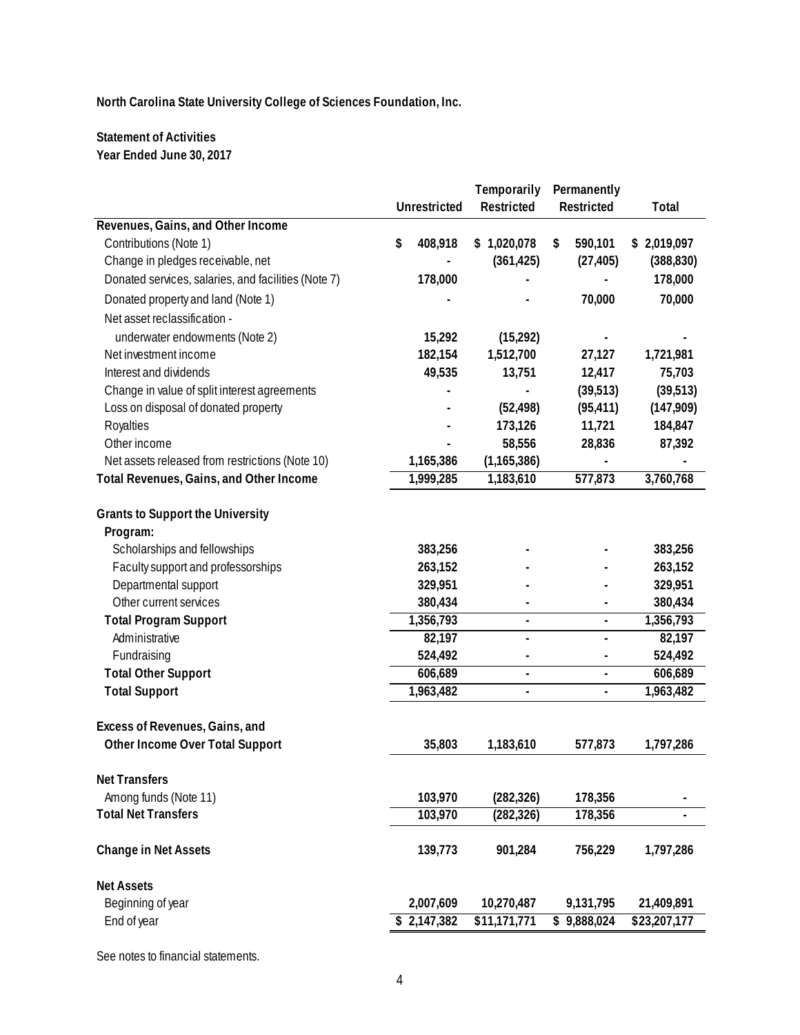**North Carolina State University College of Sciences Foundation, Inc.**

**Statement of Activities**
**Year Ended June 30, 2017**

| | Unrestricted | Temporarily Restricted | Permanently Restricted | Total |
|---|---|---|---|---|
| **Revenues, Gains, and Other Income** | | | | |
| Contributions (Note 1) | $ 408,918 | $ 1,020,078 | $ 590,101 | $ 2,019,097 |
| Change in pledges receivable, net | - | (361,425) | (27,405) | (388,830) |
| Donated services, salaries, and facilities (Note 7) | 178,000 | - | - | 178,000 |
| Donated property and land (Note 1) | - | - | 70,000 | 70,000 |
| Net asset reclassification - | | | | |
| underwater endowments (Note 2) | 15,292 | (15,292) | - | - |
| Net investment income | 182,154 | 1,512,700 | 27,127 | 1,721,981 |
| Interest and dividends | 49,535 | 13,751 | 12,417 | 75,703 |
| Change in value of split interest agreements | - | - | (39,513) | (39,513) |
| Loss on disposal of donated property | - | (52,498) | (95,411) | (147,909) |
| Royalties | - | 173,126 | 11,721 | 184,847 |
| Other income | - | 58,556 | 28,836 | 87,392 |
| Net assets released from restrictions (Note 10) | 1,165,386 | (1,165,386) | - | - |
| **Total Revenues, Gains, and Other Income** | **1,999,285** | **1,183,610** | **577,873** | **3,760,768** |
| | | | | |
| **Grants to Support the University** | | | | |
| **Program:** | | | | |
| Scholarships and fellowships | 383,256 | - | - | 383,256 |
| Faculty support and professorships | 263,152 | - | - | 263,152 |
| Departmental support | 329,951 | - | - | 329,951 |
| Other current services | 380,434 | - | - | 380,434 |
| **Total Program Support** | **1,356,793** | - | - | **1,356,793** |
| Administrative | 82,197 | - | - | 82,197 |
| Fundraising | 524,492 | - | - | 524,492 |
| **Total Other Support** | **606,689** | - | - | **606,689** |
| **Total Support** | **1,963,482** | - | - | **1,963,482** |
| | | | | |
| **Excess of Revenues, Gains, and Other Income Over Total Support** | **35,803** | **1,183,610** | **577,873** | **1,797,286** |
| | | | | |
| **Net Transfers** | | | | |
| Among funds (Note 11) | 103,970 | (282,326) | 178,356 | - |
| **Total Net Transfers** | **103,970** | **(282,326)** | **178,356** | - |
| | | | | |
| **Change in Net Assets** | **139,773** | **901,284** | **756,229** | **1,797,286** |
| | | | | |
| **Net Assets** | | | | |
| Beginning of year | 2,007,609 | 10,270,487 | 9,131,795 | 21,409,891 |
| End of year | $ 2,147,382 | $11,171,771 | $ 9,888,024 | $23,207,177 |

See notes to financial statements.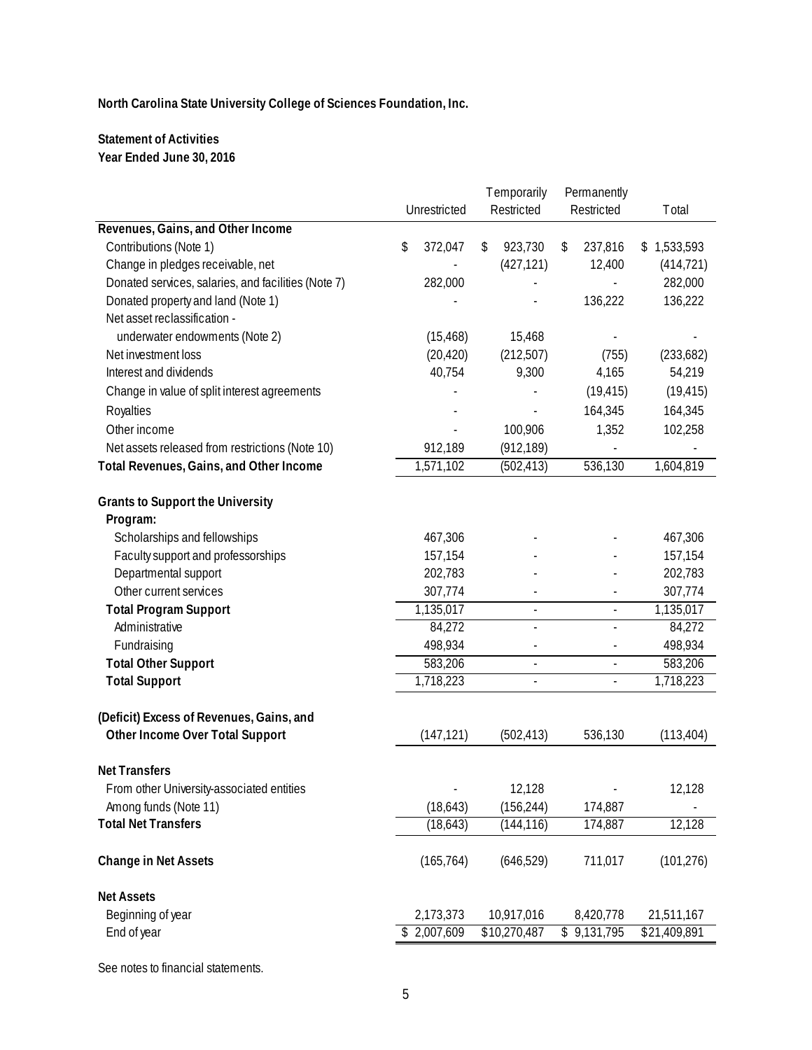**North Carolina State University College of Sciences Foundation, Inc.**

**Statement of Activities**
**Year Ended June 30, 2016**

| | Unrestricted | Temporarily Restricted | Permanently Restricted | Total |
|---|---|---|---|---|
| **Revenues, Gains, and Other Income** | | | | |
| Contributions (Note 1) | $ 372,047 | $ 923,730 | $ 237,816 | $ 1,533,593 |
| Change in pledges receivable, net | - | (427,121) | 12,400 | (414,721) |
| Donated services, salaries, and facilities (Note 7) | 282,000 | - | - | 282,000 |
| Donated property and land (Note 1) | - | - | 136,222 | 136,222 |
| Net asset reclassification - underwater endowments (Note 2) | (15,468) | 15,468 | - | - |
| Net investment loss | (20,420) | (212,507) | (755) | (233,682) |
| Interest and dividends | 40,754 | 9,300 | 4,165 | 54,219 |
| Change in value of split interest agreements | - | - | (19,415) | (19,415) |
| Royalties | - | - | 164,345 | 164,345 |
| Other income | - | 100,906 | 1,352 | 102,258 |
| Net assets released from restrictions (Note 10) | 912,189 | (912,189) | - | - |
| **Total Revenues, Gains, and Other Income** | 1,571,102 | (502,413) | 536,130 | 1,604,819 |
| **Grants to Support the University** | | | | |
| **Program:** | | | | |
| Scholarships and fellowships | 467,306 | - | - | 467,306 |
| Faculty support and professorships | 157,154 | - | - | 157,154 |
| Departmental support | 202,783 | - | - | 202,783 |
| Other current services | 307,774 | - | - | 307,774 |
| **Total Program Support** | 1,135,017 | - | - | 1,135,017 |
| Administrative | 84,272 | - | - | 84,272 |
| Fundraising | 498,934 | - | - | 498,934 |
| **Total Other Support** | 583,206 | - | - | 583,206 |
| **Total Support** | 1,718,223 | - | - | 1,718,223 |
| **(Deficit) Excess of Revenues, Gains, and Other Income Over Total Support** | (147,121) | (502,413) | 536,130 | (113,404) |
| **Net Transfers** | | | | |
| From other University-associated entities | - | 12,128 | - | 12,128 |
| Among funds (Note 11) | (18,643) | (156,244) | 174,887 | - |
| **Total Net Transfers** | (18,643) | (144,116) | 174,887 | 12,128 |
| **Change in Net Assets** | (165,764) | (646,529) | 711,017 | (101,276) |
| **Net Assets** | | | | |
| Beginning of year | 2,173,373 | 10,917,016 | 8,420,778 | 21,511,167 |
| End of year | $ 2,007,609 | $10,270,487 | $ 9,131,795 | $21,409,891 |

See notes to financial statements.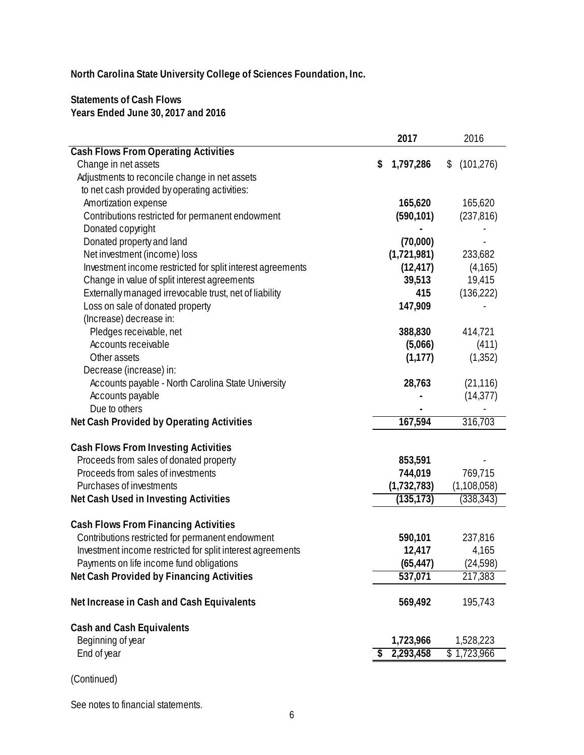**North Carolina State University College of Sciences Foundation, Inc.**

**Statements of Cash Flows**
**Years Ended June 30, 2017 and 2016**

| | 2017 | 2016 |
|---|---|---|
| **Cash Flows From Operating Activities** | | |
| Change in net assets | $ 1,797,286 | $ (101,276) |
| Adjustments to reconcile change in net assets to net cash provided by operating activities: | | |
| Amortization expense | 165,620 | 165,620 |
| Contributions restricted for permanent endowment | (590,101) | (237,816) |
| Donated copyright | - | - |
| Donated property and land | (70,000) | - |
| Net investment (income) loss | (1,721,981) | 233,682 |
| Investment income restricted for split interest agreements | (12,417) | (4,165) |
| Change in value of split interest agreements | 39,513 | 19,415 |
| Externally managed irrevocable trust, net of liability | 415 | (136,222) |
| Loss on sale of donated property | 147,909 | - |
| (Increase) decrease in: | | |
| Pledges receivable, net | 388,830 | 414,721 |
| Accounts receivable | (5,066) | (411) |
| Other assets | (1,177) | (1,352) |
| Decrease (increase) in: | | |
| Accounts payable - North Carolina State University | 28,763 | (21,116) |
| Accounts payable | - | (14,377) |
| Due to others | - | - |
| **Net Cash Provided by Operating Activities** | 167,594 | 316,703 |
| | | |
| **Cash Flows From Investing Activities** | | |
| Proceeds from sales of donated property | 853,591 | - |
| Proceeds from sales of investments | 744,019 | 769,715 |
| Purchases of investments | (1,732,783) | (1,108,058) |
| **Net Cash Used in Investing Activities** | (135,173) | (338,343) |
| | | |
| **Cash Flows From Financing Activities** | | |
| Contributions restricted for permanent endowment | 590,101 | 237,816 |
| Investment income restricted for split interest agreements | 12,417 | 4,165 |
| Payments on life income fund obligations | (65,447) | (24,598) |
| **Net Cash Provided by Financing Activities** | 537,071 | 217,383 |
| | | |
| **Net Increase in Cash and Cash Equivalents** | 569,492 | 195,743 |
| | | |
| **Cash and Cash Equivalents** | | |
| Beginning of year | 1,723,966 | 1,528,223 |
| End of year | $ 2,293,458 | $ 1,723,966 |

(Continued)

See notes to financial statements.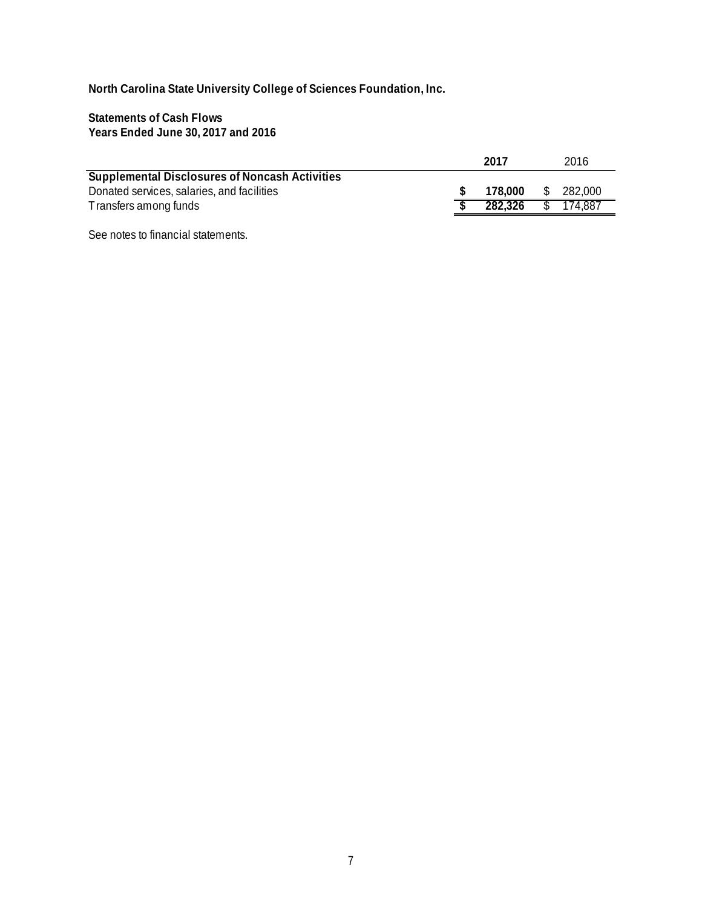**North Carolina State University College of Sciences Foundation, Inc.**

**Statements of Cash Flows**
**Years Ended June 30, 2017 and 2016**

| | 2017 | 2016 |
|---|---|---|
| **Supplemental Disclosures of Noncash Activities** | | |
| Donated services, salaries, and facilities | **$ 178,000** | $ 282,000 |
| Transfers among funds | **$ 282,326** | $ 174,887 |

See notes to financial statements.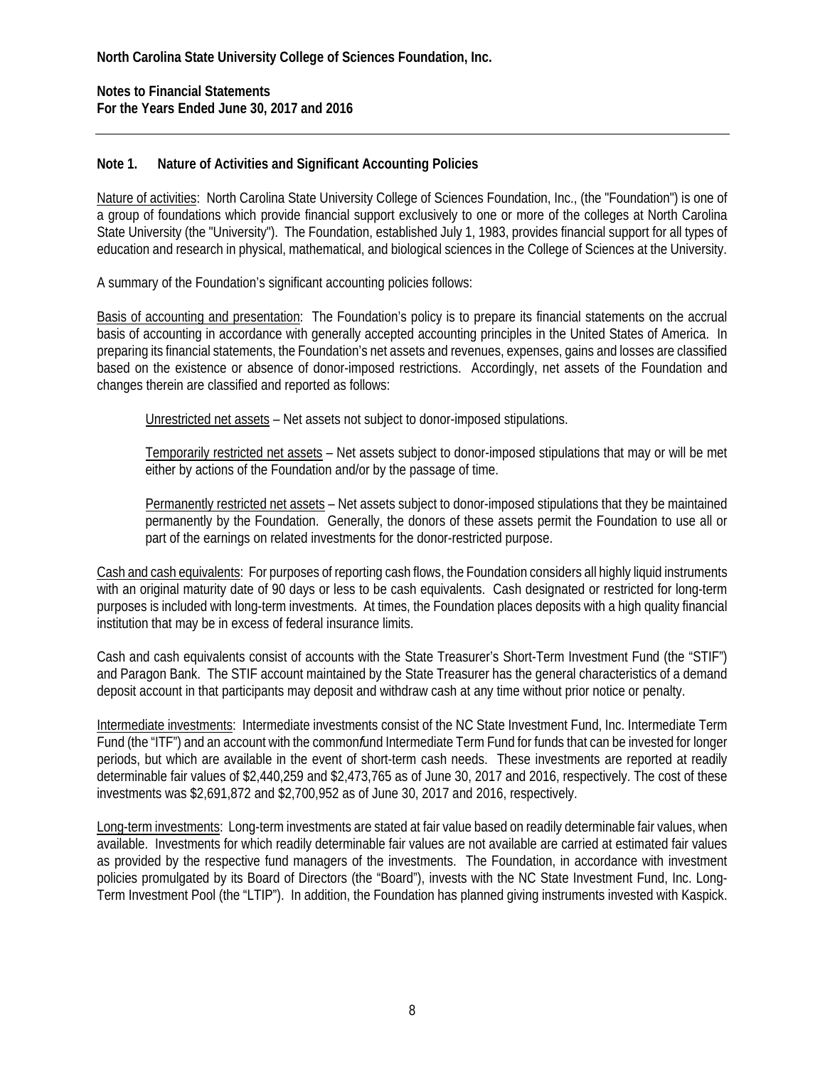**North Carolina State University College of Sciences Foundation, Inc.**

**Notes to Financial Statements**
**For the Years Ended June 30, 2017 and 2016**

---

## Note 1. Nature of Activities and Significant Accounting Policies

Nature of activities: North Carolina State University College of Sciences Foundation, Inc., (the "Foundation") is one of a group of foundations which provide financial support exclusively to one or more of the colleges at North Carolina State University (the "University"). The Foundation, established July 1, 1983, provides financial support for all types of education and research in physical, mathematical, and biological sciences in the College of Sciences at the University.

A summary of the Foundation's significant accounting policies follows:

Basis of accounting and presentation: The Foundation's policy is to prepare its financial statements on the accrual basis of accounting in accordance with generally accepted accounting principles in the United States of America. In preparing its financial statements, the Foundation's net assets and revenues, expenses, gains and losses are classified based on the existence or absence of donor-imposed restrictions. Accordingly, net assets of the Foundation and changes therein are classified and reported as follows:

> Unrestricted net assets – Net assets not subject to donor-imposed stipulations.
>
> Temporarily restricted net assets – Net assets subject to donor-imposed stipulations that may or will be met either by actions of the Foundation and/or by the passage of time.
>
> Permanently restricted net assets – Net assets subject to donor-imposed stipulations that they be maintained permanently by the Foundation. Generally, the donors of these assets permit the Foundation to use all or part of the earnings on related investments for the donor-restricted purpose.

Cash and cash equivalents: For purposes of reporting cash flows, the Foundation considers all highly liquid instruments with an original maturity date of 90 days or less to be cash equivalents. Cash designated or restricted for long-term purposes is included with long-term investments. At times, the Foundation places deposits with a high quality financial institution that may be in excess of federal insurance limits.

Cash and cash equivalents consist of accounts with the State Treasurer's Short-Term Investment Fund (the "STIF") and Paragon Bank. The STIF account maintained by the State Treasurer has the general characteristics of a demand deposit account in that participants may deposit and withdraw cash at any time without prior notice or penalty.

Intermediate investments: Intermediate investments consist of the NC State Investment Fund, Inc. Intermediate Term Fund (the "ITF") and an account with the commonfund Intermediate Term Fund for funds that can be invested for longer periods, but which are available in the event of short-term cash needs. These investments are reported at readily determinable fair values of $2,440,259 and $2,473,765 as of June 30, 2017 and 2016, respectively. The cost of these investments was $2,691,872 and $2,700,952 as of June 30, 2017 and 2016, respectively.

Long-term investments: Long-term investments are stated at fair value based on readily determinable fair values, when available. Investments for which readily determinable fair values are not available are carried at estimated fair values as provided by the respective fund managers of the investments. The Foundation, in accordance with investment policies promulgated by its Board of Directors (the "Board"), invests with the NC State Investment Fund, Inc. Long-Term Investment Pool (the "LTIP"). In addition, the Foundation has planned giving instruments invested with Kaspick.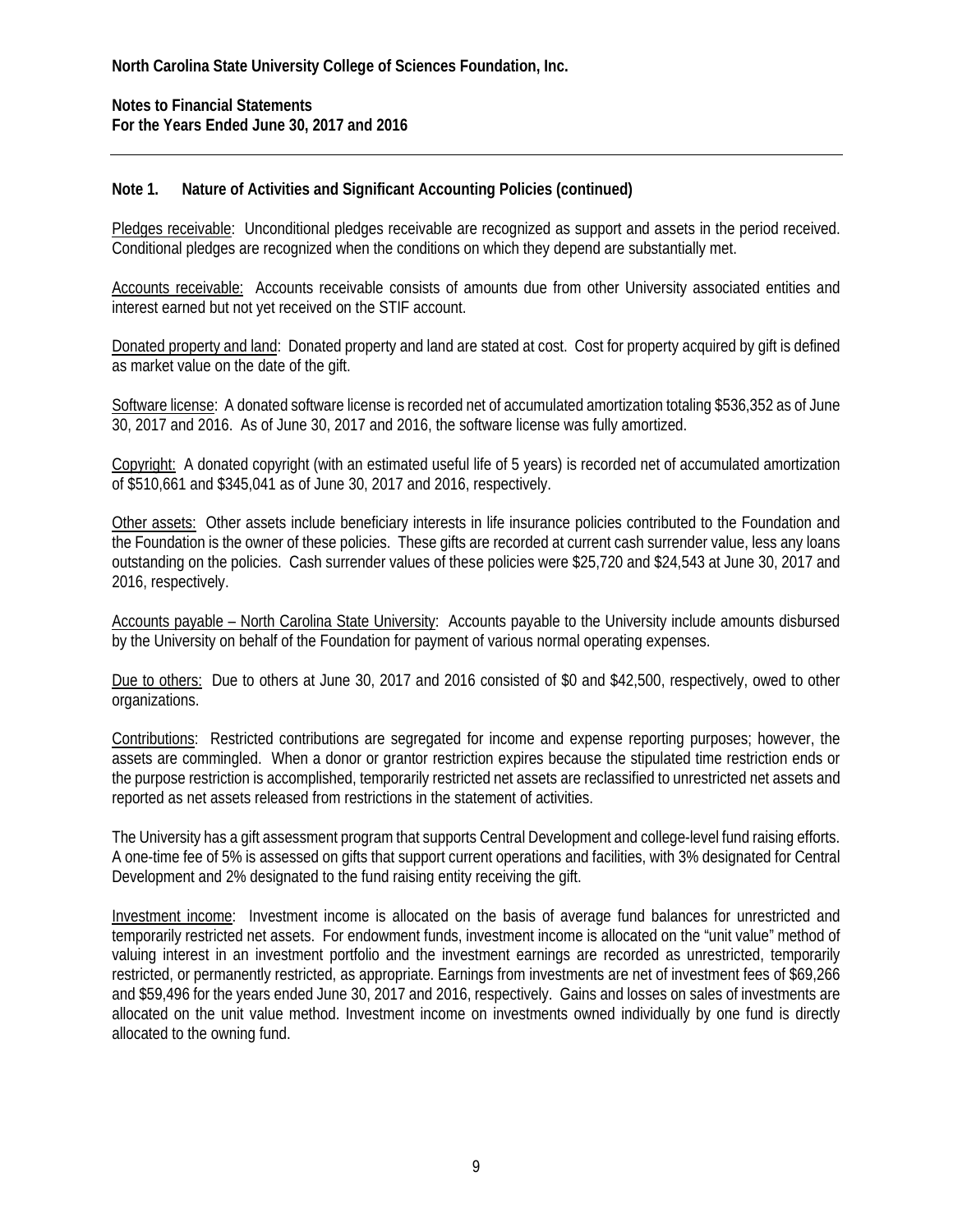## Note 1. Nature of Activities and Significant Accounting Policies (continued)

Pledges receivable: Unconditional pledges receivable are recognized as support and assets in the period received. Conditional pledges are recognized when the conditions on which they depend are substantially met.

Accounts receivable: Accounts receivable consists of amounts due from other University associated entities and interest earned but not yet received on the STIF account.

Donated property and land: Donated property and land are stated at cost. Cost for property acquired by gift is defined as market value on the date of the gift.

Software license: A donated software license is recorded net of accumulated amortization totaling $536,352 as of June 30, 2017 and 2016. As of June 30, 2017 and 2016, the software license was fully amortized.

Copyright: A donated copyright (with an estimated useful life of 5 years) is recorded net of accumulated amortization of $510,661 and $345,041 as of June 30, 2017 and 2016, respectively.

Other assets: Other assets include beneficiary interests in life insurance policies contributed to the Foundation and the Foundation is the owner of these policies. These gifts are recorded at current cash surrender value, less any loans outstanding on the policies. Cash surrender values of these policies were $25,720 and $24,543 at June 30, 2017 and 2016, respectively.

Accounts payable – North Carolina State University: Accounts payable to the University include amounts disbursed by the University on behalf of the Foundation for payment of various normal operating expenses.

Due to others: Due to others at June 30, 2017 and 2016 consisted of $0 and $42,500, respectively, owed to other organizations.

Contributions: Restricted contributions are segregated for income and expense reporting purposes; however, the assets are commingled. When a donor or grantor restriction expires because the stipulated time restriction ends or the purpose restriction is accomplished, temporarily restricted net assets are reclassified to unrestricted net assets and reported as net assets released from restrictions in the statement of activities.

The University has a gift assessment program that supports Central Development and college-level fund raising efforts. A one-time fee of 5% is assessed on gifts that support current operations and facilities, with 3% designated for Central Development and 2% designated to the fund raising entity receiving the gift.

Investment income: Investment income is allocated on the basis of average fund balances for unrestricted and temporarily restricted net assets. For endowment funds, investment income is allocated on the "unit value" method of valuing interest in an investment portfolio and the investment earnings are recorded as unrestricted, temporarily restricted, or permanently restricted, as appropriate. Earnings from investments are net of investment fees of $69,266 and $59,496 for the years ended June 30, 2017 and 2016, respectively. Gains and losses on sales of investments are allocated on the unit value method. Investment income on investments owned individually by one fund is directly allocated to the owning fund.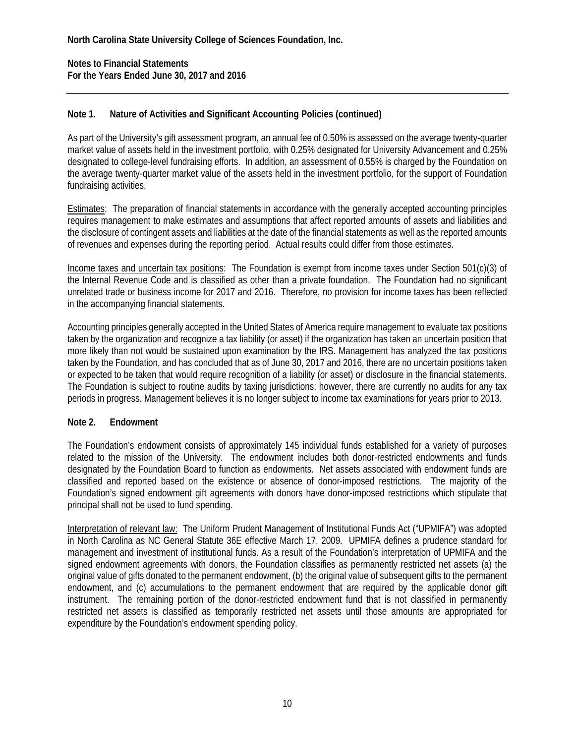North Carolina State University College of Sciences Foundation, Inc.

Notes to Financial Statements
For the Years Ended June 30, 2017 and 2016

## Note 1. Nature of Activities and Significant Accounting Policies (continued)

As part of the University's gift assessment program, an annual fee of 0.50% is assessed on the average twenty-quarter market value of assets held in the investment portfolio, with 0.25% designated for University Advancement and 0.25% designated to college-level fundraising efforts. In addition, an assessment of 0.55% is charged by the Foundation on the average twenty-quarter market value of the assets held in the investment portfolio, for the support of Foundation fundraising activities.

Estimates: The preparation of financial statements in accordance with the generally accepted accounting principles requires management to make estimates and assumptions that affect reported amounts of assets and liabilities and the disclosure of contingent assets and liabilities at the date of the financial statements as well as the reported amounts of revenues and expenses during the reporting period. Actual results could differ from those estimates.

Income taxes and uncertain tax positions: The Foundation is exempt from income taxes under Section 501(c)(3) of the Internal Revenue Code and is classified as other than a private foundation. The Foundation had no significant unrelated trade or business income for 2017 and 2016. Therefore, no provision for income taxes has been reflected in the accompanying financial statements.

Accounting principles generally accepted in the United States of America require management to evaluate tax positions taken by the organization and recognize a tax liability (or asset) if the organization has taken an uncertain position that more likely than not would be sustained upon examination by the IRS. Management has analyzed the tax positions taken by the Foundation, and has concluded that as of June 30, 2017 and 2016, there are no uncertain positions taken or expected to be taken that would require recognition of a liability (or asset) or disclosure in the financial statements. The Foundation is subject to routine audits by taxing jurisdictions; however, there are currently no audits for any tax periods in progress. Management believes it is no longer subject to income tax examinations for years prior to 2013.

## Note 2. Endowment

The Foundation's endowment consists of approximately 145 individual funds established for a variety of purposes related to the mission of the University. The endowment includes both donor-restricted endowments and funds designated by the Foundation Board to function as endowments. Net assets associated with endowment funds are classified and reported based on the existence or absence of donor-imposed restrictions. The majority of the Foundation's signed endowment gift agreements with donors have donor-imposed restrictions which stipulate that principal shall not be used to fund spending.

Interpretation of relevant law: The Uniform Prudent Management of Institutional Funds Act ("UPMIFA") was adopted in North Carolina as NC General Statute 36E effective March 17, 2009. UPMIFA defines a prudence standard for management and investment of institutional funds. As a result of the Foundation's interpretation of UPMIFA and the signed endowment agreements with donors, the Foundation classifies as permanently restricted net assets (a) the original value of gifts donated to the permanent endowment, (b) the original value of subsequent gifts to the permanent endowment, and (c) accumulations to the permanent endowment that are required by the applicable donor gift instrument. The remaining portion of the donor-restricted endowment fund that is not classified in permanently restricted net assets is classified as temporarily restricted net assets until those amounts are appropriated for expenditure by the Foundation's endowment spending policy.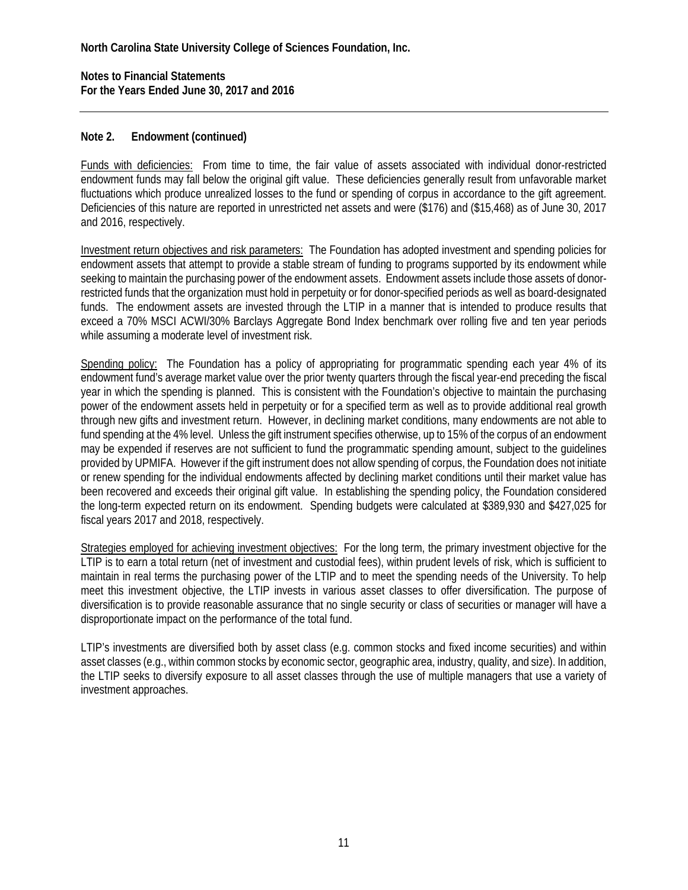**Note 2. Endowment (continued)**

Funds with deficiencies: From time to time, the fair value of assets associated with individual donor-restricted endowment funds may fall below the original gift value. These deficiencies generally result from unfavorable market fluctuations which produce unrealized losses to the fund or spending of corpus in accordance to the gift agreement. Deficiencies of this nature are reported in unrestricted net assets and were ($176) and ($15,468) as of June 30, 2017 and 2016, respectively.

Investment return objectives and risk parameters: The Foundation has adopted investment and spending policies for endowment assets that attempt to provide a stable stream of funding to programs supported by its endowment while seeking to maintain the purchasing power of the endowment assets. Endowment assets include those assets of donor-restricted funds that the organization must hold in perpetuity or for donor-specified periods as well as board-designated funds. The endowment assets are invested through the LTIP in a manner that is intended to produce results that exceed a 70% MSCI ACWI/30% Barclays Aggregate Bond Index benchmark over rolling five and ten year periods while assuming a moderate level of investment risk.

Spending policy: The Foundation has a policy of appropriating for programmatic spending each year 4% of its endowment fund's average market value over the prior twenty quarters through the fiscal year-end preceding the fiscal year in which the spending is planned. This is consistent with the Foundation's objective to maintain the purchasing power of the endowment assets held in perpetuity or for a specified term as well as to provide additional real growth through new gifts and investment return. However, in declining market conditions, many endowments are not able to fund spending at the 4% level. Unless the gift instrument specifies otherwise, up to 15% of the corpus of an endowment may be expended if reserves are not sufficient to fund the programmatic spending amount, subject to the guidelines provided by UPMIFA. However if the gift instrument does not allow spending of corpus, the Foundation does not initiate or renew spending for the individual endowments affected by declining market conditions until their market value has been recovered and exceeds their original gift value. In establishing the spending policy, the Foundation considered the long-term expected return on its endowment. Spending budgets were calculated at $389,930 and $427,025 for fiscal years 2017 and 2018, respectively.

Strategies employed for achieving investment objectives: For the long term, the primary investment objective for the LTIP is to earn a total return (net of investment and custodial fees), within prudent levels of risk, which is sufficient to maintain in real terms the purchasing power of the LTIP and to meet the spending needs of the University. To help meet this investment objective, the LTIP invests in various asset classes to offer diversification. The purpose of diversification is to provide reasonable assurance that no single security or class of securities or manager will have a disproportionate impact on the performance of the total fund.

LTIP's investments are diversified both by asset class (e.g. common stocks and fixed income securities) and within asset classes (e.g., within common stocks by economic sector, geographic area, industry, quality, and size). In addition, the LTIP seeks to diversify exposure to all asset classes through the use of multiple managers that use a variety of investment approaches.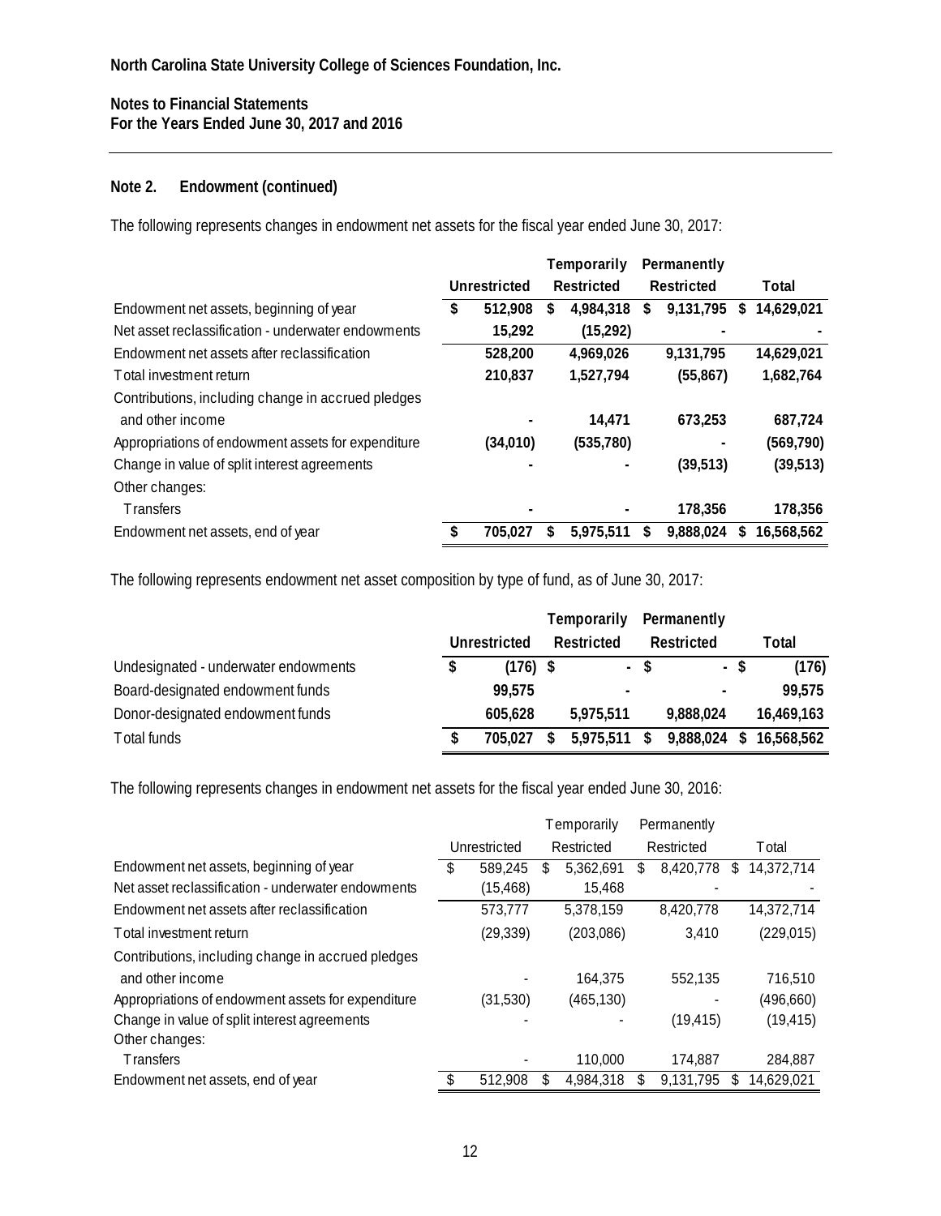North Carolina State University College of Sciences Foundation, Inc.

Notes to Financial Statements
For the Years Ended June 30, 2017 and 2016

## Note 2. Endowment (continued)

The following represents changes in endowment net assets for the fiscal year ended June 30, 2017:

| | Unrestricted | Temporarily Restricted | Permanently Restricted | Total |
|---|---|---|---|---|
| Endowment net assets, beginning of year | $ 512,908 | $ 4,984,318 | $ 9,131,795 | $ 14,629,021 |
| Net asset reclassification - underwater endowments | 15,292 | (15,292) | - | - |
| Endowment net assets after reclassification | 528,200 | 4,969,026 | 9,131,795 | 14,629,021 |
| Total investment return | 210,837 | 1,527,794 | (55,867) | 1,682,764 |
| Contributions, including change in accrued pledges and other income | - | 14,471 | 673,253 | 687,724 |
| Appropriations of endowment assets for expenditure | (34,010) | (535,780) | - | (569,790) |
| Change in value of split interest agreements | - | - | (39,513) | (39,513) |
| Other changes: | | | | |
| Transfers | - | - | 178,356 | 178,356 |
| Endowment net assets, end of year | $ 705,027 | $ 5,975,511 | $ 9,888,024 | $ 16,568,562 |

The following represents endowment net asset composition by type of fund, as of June 30, 2017:

| | Unrestricted | Temporarily Restricted | Permanently Restricted | Total |
|---|---|---|---|---|
| Undesignated - underwater endowments | $ (176) | $ - | $ - | $ (176) |
| Board-designated endowment funds | 99,575 | - | - | 99,575 |
| Donor-designated endowment funds | 605,628 | 5,975,511 | 9,888,024 | 16,469,163 |
| Total funds | $ 705,027 | $ 5,975,511 | $ 9,888,024 | $ 16,568,562 |

The following represents changes in endowment net assets for the fiscal year ended June 30, 2016:

| | Unrestricted | Temporarily Restricted | Permanently Restricted | Total |
|---|---|---|---|---|
| Endowment net assets, beginning of year | $ 589,245 | $ 5,362,691 | $ 8,420,778 | $ 14,372,714 |
| Net asset reclassification - underwater endowments | (15,468) | 15,468 | - | - |
| Endowment net assets after reclassification | 573,777 | 5,378,159 | 8,420,778 | 14,372,714 |
| Total investment return | (29,339) | (203,086) | 3,410 | (229,015) |
| Contributions, including change in accrued pledges and other income | - | 164,375 | 552,135 | 716,510 |
| Appropriations of endowment assets for expenditure | (31,530) | (465,130) | - | (496,660) |
| Change in value of split interest agreements | - | - | (19,415) | (19,415) |
| Other changes: | | | | |
| Transfers | - | 110,000 | 174,887 | 284,887 |
| Endowment net assets, end of year | $ 512,908 | $ 4,984,318 | $ 9,131,795 | $ 14,629,021 |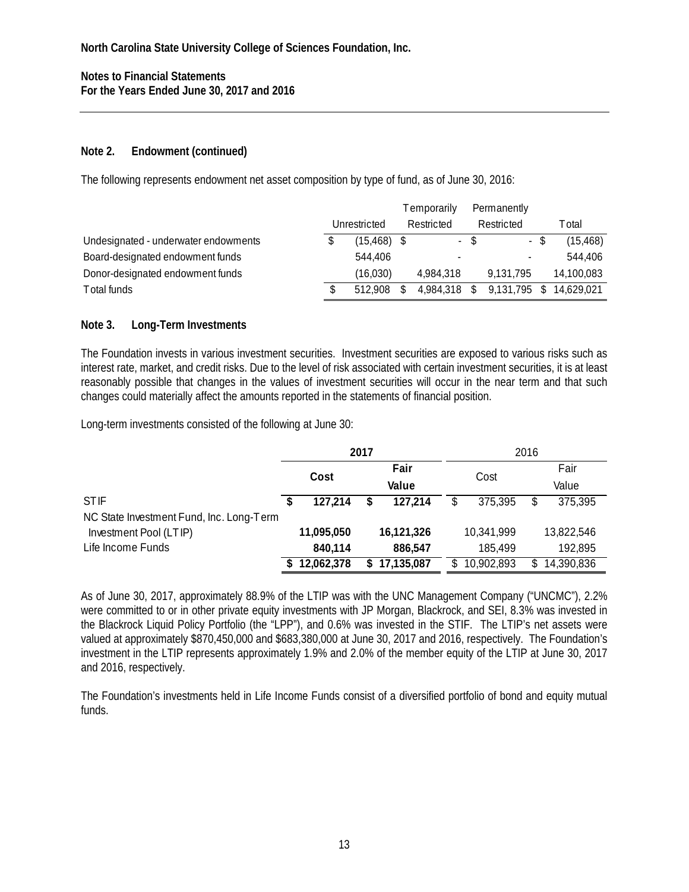North Carolina State University College of Sciences Foundation, Inc.

Notes to Financial Statements
For the Years Ended June 30, 2017 and 2016

### Note 2. Endowment (continued)

The following represents endowment net asset composition by type of fund, as of June 30, 2016:

| | Unrestricted | Temporarily Restricted | Permanently Restricted | Total |
|---|---|---|---|---|
| Undesignated - underwater endowments | $ (15,468) | $ - | $ - | $ (15,468) |
| Board-designated endowment funds | 544,406 | - | - | 544,406 |
| Donor-designated endowment funds | (16,030) | 4,984,318 | 9,131,795 | 14,100,083 |
| Total funds | $ 512,908 | $ 4,984,318 | $ 9,131,795 | $ 14,629,021 |

### Note 3. Long-Term Investments

The Foundation invests in various investment securities. Investment securities are exposed to various risks such as interest rate, market, and credit risks. Due to the level of risk associated with certain investment securities, it is at least reasonably possible that changes in the values of investment securities will occur in the near term and that such changes could materially affect the amounts reported in the statements of financial position.

Long-term investments consisted of the following at June 30:

| | **2017** | | 2016 | |
|---|---|---|---|---|
| | **Cost** | **Fair Value** | Cost | Fair Value |
| STIF | **$ 127,214** | **$ 127,214** | $ 375,395 | $ 375,395 |
| NC State Investment Fund, Inc. Long-Term Investment Pool (LTIP) | **11,095,050** | **16,121,326** | 10,341,999 | 13,822,546 |
| Life Income Funds | **840,114** | **886,547** | 185,499 | 192,895 |
| | **$ 12,062,378** | **$ 17,135,087** | $ 10,902,893 | $ 14,390,836 |

As of June 30, 2017, approximately 88.9% of the LTIP was with the UNC Management Company ("UNCMC"), 2.2% were committed to or in other private equity investments with JP Morgan, Blackrock, and SEI, 8.3% was invested in the Blackrock Liquid Policy Portfolio (the "LPP"), and 0.6% was invested in the STIF. The LTIP's net assets were valued at approximately \$870,450,000 and \$683,380,000 at June 30, 2017 and 2016, respectively. The Foundation's investment in the LTIP represents approximately 1.9% and 2.0% of the member equity of the LTIP at June 30, 2017 and 2016, respectively.

The Foundation's investments held in Life Income Funds consist of a diversified portfolio of bond and equity mutual funds.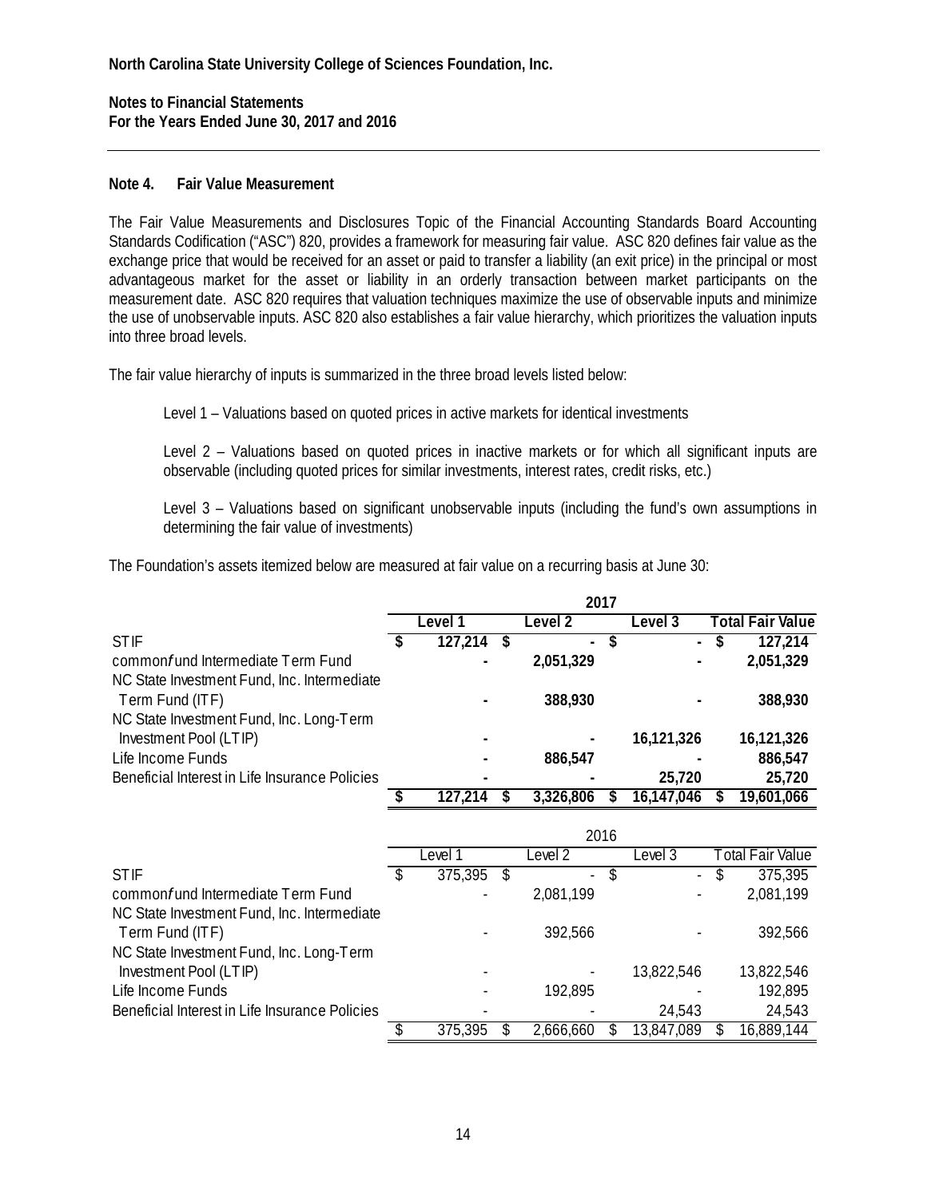North Carolina State University College of Sciences Foundation, Inc.

Notes to Financial Statements
For the Years Ended June 30, 2017 and 2016

## Note 4. Fair Value Measurement

The Fair Value Measurements and Disclosures Topic of the Financial Accounting Standards Board Accounting Standards Codification ("ASC") 820, provides a framework for measuring fair value. ASC 820 defines fair value as the exchange price that would be received for an asset or paid to transfer a liability (an exit price) in the principal or most advantageous market for the asset or liability in an orderly transaction between market participants on the measurement date. ASC 820 requires that valuation techniques maximize the use of observable inputs and minimize the use of unobservable inputs. ASC 820 also establishes a fair value hierarchy, which prioritizes the valuation inputs into three broad levels.

The fair value hierarchy of inputs is summarized in the three broad levels listed below:

Level 1 – Valuations based on quoted prices in active markets for identical investments

Level 2 – Valuations based on quoted prices in inactive markets or for which all significant inputs are observable (including quoted prices for similar investments, interest rates, credit risks, etc.)

Level 3 – Valuations based on significant unobservable inputs (including the fund's own assumptions in determining the fair value of investments)

The Foundation's assets itemized below are measured at fair value on a recurring basis at June 30:

| | 2017 | | | |
|---|---|---|---|---|
| | Level 1 | Level 2 | Level 3 | Total Fair Value |
| STIF | $ 127,214 | $ - | $ - | $ 127,214 |
| commonfund Intermediate Term Fund | - | 2,051,329 | - | 2,051,329 |
| NC State Investment Fund, Inc. Intermediate Term Fund (ITF) | - | 388,930 | - | 388,930 |
| NC State Investment Fund, Inc. Long-Term Investment Pool (LTIP) | - | - | 16,121,326 | 16,121,326 |
| Life Income Funds | - | 886,547 | - | 886,547 |
| Beneficial Interest in Life Insurance Policies | - | - | 25,720 | 25,720 |
| | $ 127,214 | $ 3,326,806 | $ 16,147,046 | $ 19,601,066 |

| | 2016 | | | |
|---|---|---|---|---|
| | Level 1 | Level 2 | Level 3 | Total Fair Value |
| STIF | $ 375,395 | $ - | $ - | $ 375,395 |
| commonfund Intermediate Term Fund | - | 2,081,199 | - | 2,081,199 |
| NC State Investment Fund, Inc. Intermediate Term Fund (ITF) | - | 392,566 | - | 392,566 |
| NC State Investment Fund, Inc. Long-Term Investment Pool (LTIP) | - | - | 13,822,546 | 13,822,546 |
| Life Income Funds | - | 192,895 | - | 192,895 |
| Beneficial Interest in Life Insurance Policies | - | - | 24,543 | 24,543 |
| | $ 375,395 | $ 2,666,660 | $ 13,847,089 | $ 16,889,144 |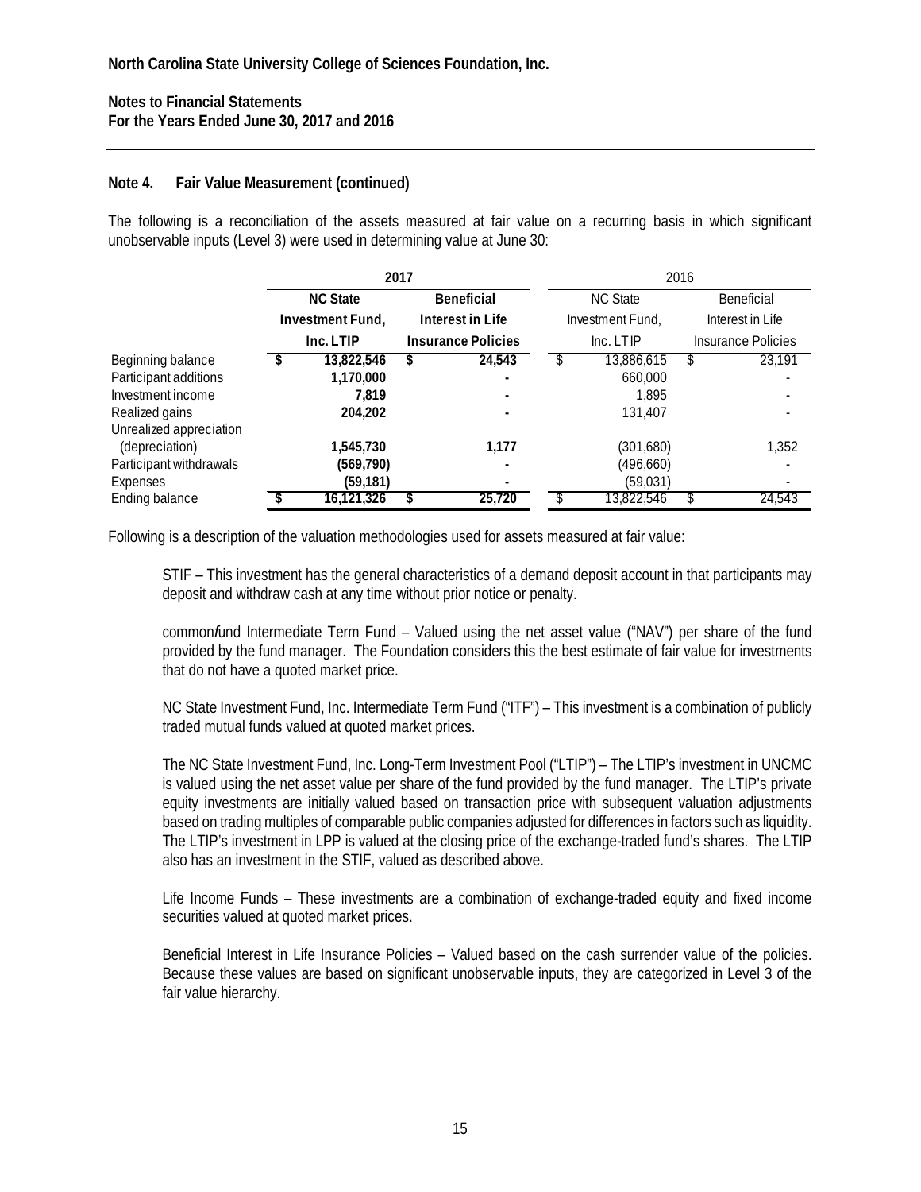North Carolina State University College of Sciences Foundation, Inc.

Notes to Financial Statements
For the Years Ended June 30, 2017 and 2016

### Note 4. Fair Value Measurement (continued)

The following is a reconciliation of the assets measured at fair value on a recurring basis in which significant unobservable inputs (Level 3) were used in determining value at June 30:

| | 2017 | | 2016 | |
|---|---|---|---|---|
| | NC State Investment Fund, Inc. LTIP | Beneficial Interest in Life Insurance Policies | NC State Investment Fund, Inc. LTIP | Beneficial Interest in Life Insurance Policies |
| Beginning balance | $ 13,822,546 | $ 24,543 | $ 13,886,615 | $ 23,191 |
| Participant additions | 1,170,000 | - | 660,000 | - |
| Investment income | 7,819 | - | 1,895 | - |
| Realized gains | 204,202 | - | 131,407 | - |
| Unrealized appreciation (depreciation) | 1,545,730 | 1,177 | (301,680) | 1,352 |
| Participant withdrawals | (569,790) | - | (496,660) | - |
| Expenses | (59,181) | - | (59,031) | - |
| Ending balance | $ 16,121,326 | $ 25,720 | $ 13,822,546 | $ 24,543 |

Following is a description of the valuation methodologies used for assets measured at fair value:

STIF – This investment has the general characteristics of a demand deposit account in that participants may deposit and withdraw cash at any time without prior notice or penalty.

common*f*und Intermediate Term Fund – Valued using the net asset value ("NAV") per share of the fund provided by the fund manager. The Foundation considers this the best estimate of fair value for investments that do not have a quoted market price.

NC State Investment Fund, Inc. Intermediate Term Fund ("ITF") – This investment is a combination of publicly traded mutual funds valued at quoted market prices.

The NC State Investment Fund, Inc. Long-Term Investment Pool ("LTIP") – The LTIP's investment in UNCMC is valued using the net asset value per share of the fund provided by the fund manager. The LTIP's private equity investments are initially valued based on transaction price with subsequent valuation adjustments based on trading multiples of comparable public companies adjusted for differences in factors such as liquidity. The LTIP's investment in LPP is valued at the closing price of the exchange-traded fund's shares. The LTIP also has an investment in the STIF, valued as described above.

Life Income Funds – These investments are a combination of exchange-traded equity and fixed income securities valued at quoted market prices.

Beneficial Interest in Life Insurance Policies – Valued based on the cash surrender value of the policies. Because these values are based on significant unobservable inputs, they are categorized in Level 3 of the fair value hierarchy.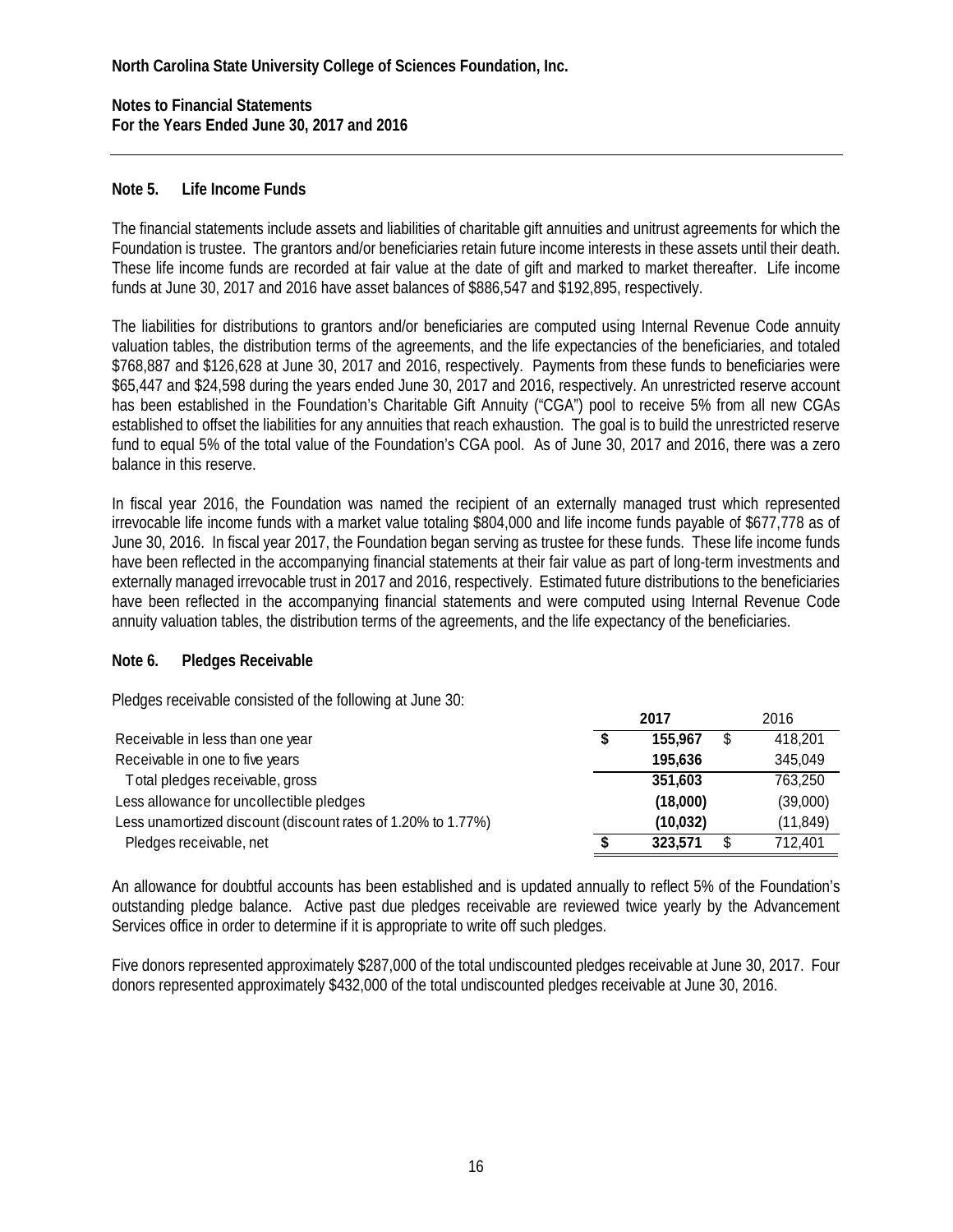**North Carolina State University College of Sciences Foundation, Inc.**

**Notes to Financial Statements**
**For the Years Ended June 30, 2017 and 2016**

## Note 5. Life Income Funds

The financial statements include assets and liabilities of charitable gift annuities and unitrust agreements for which the Foundation is trustee. The grantors and/or beneficiaries retain future income interests in these assets until their death. These life income funds are recorded at fair value at the date of gift and marked to market thereafter. Life income funds at June 30, 2017 and 2016 have asset balances of $886,547 and $192,895, respectively.

The liabilities for distributions to grantors and/or beneficiaries are computed using Internal Revenue Code annuity valuation tables, the distribution terms of the agreements, and the life expectancies of the beneficiaries, and totaled $768,887 and $126,628 at June 30, 2017 and 2016, respectively. Payments from these funds to beneficiaries were $65,447 and $24,598 during the years ended June 30, 2017 and 2016, respectively. An unrestricted reserve account has been established in the Foundation's Charitable Gift Annuity ("CGA") pool to receive 5% from all new CGAs established to offset the liabilities for any annuities that reach exhaustion. The goal is to build the unrestricted reserve fund to equal 5% of the total value of the Foundation's CGA pool. As of June 30, 2017 and 2016, there was a zero balance in this reserve.

In fiscal year 2016, the Foundation was named the recipient of an externally managed trust which represented irrevocable life income funds with a market value totaling $804,000 and life income funds payable of $677,778 as of June 30, 2016. In fiscal year 2017, the Foundation began serving as trustee for these funds. These life income funds have been reflected in the accompanying financial statements at their fair value as part of long-term investments and externally managed irrevocable trust in 2017 and 2016, respectively. Estimated future distributions to the beneficiaries have been reflected in the accompanying financial statements and were computed using Internal Revenue Code annuity valuation tables, the distribution terms of the agreements, and the life expectancy of the beneficiaries.

## Note 6. Pledges Receivable

Pledges receivable consisted of the following at June 30:

| | **2017** | 2016 |
|---|---|---|
| Receivable in less than one year | **$ 155,967** | $ 418,201 |
| Receivable in one to five years | **195,636** | 345,049 |
| Total pledges receivable, gross | **351,603** | 763,250 |
| Less allowance for uncollectible pledges | **(18,000)** | (39,000) |
| Less unamortized discount (discount rates of 1.20% to 1.77%) | **(10,032)** | (11,849) |
| Pledges receivable, net | **$ 323,571** | $ 712,401 |

An allowance for doubtful accounts has been established and is updated annually to reflect 5% of the Foundation's outstanding pledge balance. Active past due pledges receivable are reviewed twice yearly by the Advancement Services office in order to determine if it is appropriate to write off such pledges.

Five donors represented approximately $287,000 of the total undiscounted pledges receivable at June 30, 2017. Four donors represented approximately $432,000 of the total undiscounted pledges receivable at June 30, 2016.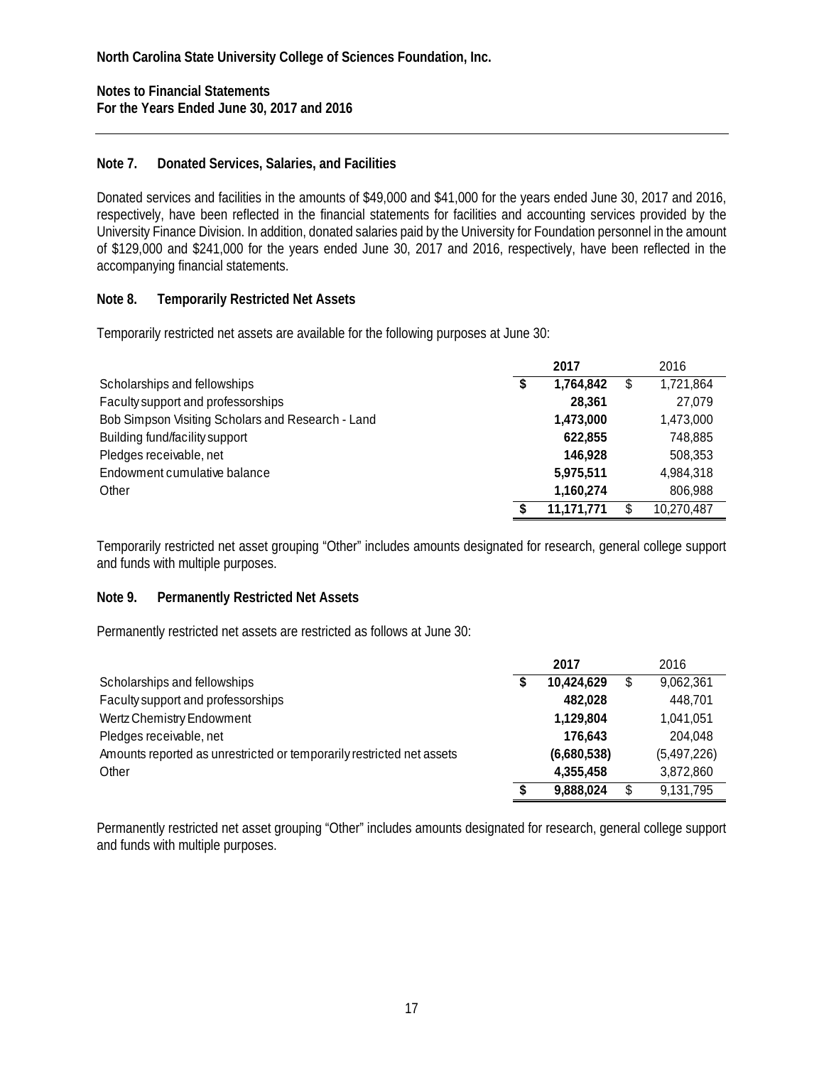**North Carolina State University College of Sciences Foundation, Inc.**

**Notes to Financial Statements**
**For the Years Ended June 30, 2017 and 2016**

## Note 7. Donated Services, Salaries, and Facilities

Donated services and facilities in the amounts of \$49,000 and \$41,000 for the years ended June 30, 2017 and 2016, respectively, have been reflected in the financial statements for facilities and accounting services provided by the University Finance Division. In addition, donated salaries paid by the University for Foundation personnel in the amount of \$129,000 and \$241,000 for the years ended June 30, 2017 and 2016, respectively, have been reflected in the accompanying financial statements.

## Note 8. Temporarily Restricted Net Assets

Temporarily restricted net assets are available for the following purposes at June 30:

| | **2017** | 2016 |
|---|---|---|
| Scholarships and fellowships | **\$ 1,764,842** | \$ 1,721,864 |
| Faculty support and professorships | **28,361** | 27,079 |
| Bob Simpson Visiting Scholars and Research - Land | **1,473,000** | 1,473,000 |
| Building fund/facility support | **622,855** | 748,885 |
| Pledges receivable, net | **146,928** | 508,353 |
| Endowment cumulative balance | **5,975,511** | 4,984,318 |
| Other | **1,160,274** | 806,988 |
| | **\$ 11,171,771** | \$ 10,270,487 |

Temporarily restricted net asset grouping "Other" includes amounts designated for research, general college support and funds with multiple purposes.

## Note 9. Permanently Restricted Net Assets

Permanently restricted net assets are restricted as follows at June 30:

| | **2017** | 2016 |
|---|---|---|
| Scholarships and fellowships | **\$ 10,424,629** | \$ 9,062,361 |
| Faculty support and professorships | **482,028** | 448,701 |
| Wertz Chemistry Endowment | **1,129,804** | 1,041,051 |
| Pledges receivable, net | **176,643** | 204,048 |
| Amounts reported as unrestricted or temporarily restricted net assets | **(6,680,538)** | (5,497,226) |
| Other | **4,355,458** | 3,872,860 |
| | **\$ 9,888,024** | \$ 9,131,795 |

Permanently restricted net asset grouping "Other" includes amounts designated for research, general college support and funds with multiple purposes.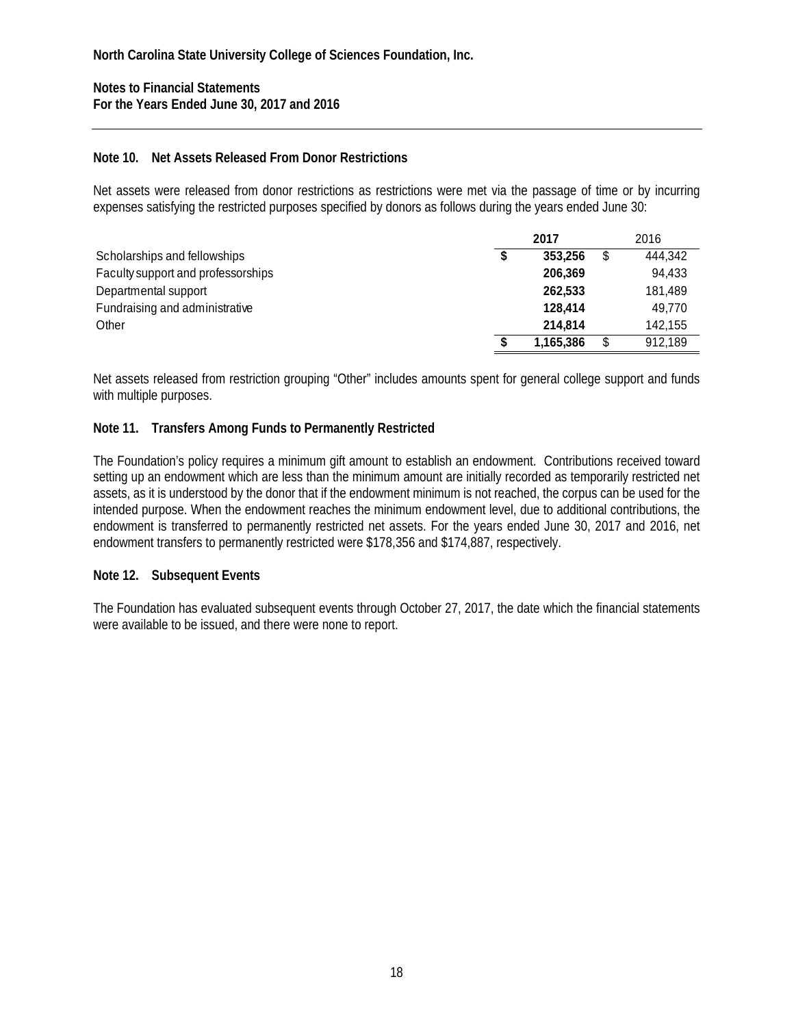**North Carolina State University College of Sciences Foundation, Inc.**

**Notes to Financial Statements**
**For the Years Ended June 30, 2017 and 2016**

## Note 10. Net Assets Released From Donor Restrictions

Net assets were released from donor restrictions as restrictions were met via the passage of time or by incurring expenses satisfying the restricted purposes specified by donors as follows during the years ended June 30:

| | 2017 | 2016 |
|---|---|---|
| Scholarships and fellowships | $ 353,256 | $ 444,342 |
| Faculty support and professorships | 206,369 | 94,433 |
| Departmental support | 262,533 | 181,489 |
| Fundraising and administrative | 128,414 | 49,770 |
| Other | 214,814 | 142,155 |
| | $ 1,165,386 | $ 912,189 |

Net assets released from restriction grouping "Other" includes amounts spent for general college support and funds with multiple purposes.

## Note 11. Transfers Among Funds to Permanently Restricted

The Foundation's policy requires a minimum gift amount to establish an endowment. Contributions received toward setting up an endowment which are less than the minimum amount are initially recorded as temporarily restricted net assets, as it is understood by the donor that if the endowment minimum is not reached, the corpus can be used for the intended purpose. When the endowment reaches the minimum endowment level, due to additional contributions, the endowment is transferred to permanently restricted net assets. For the years ended June 30, 2017 and 2016, net endowment transfers to permanently restricted were $178,356 and $174,887, respectively.

## Note 12. Subsequent Events

The Foundation has evaluated subsequent events through October 27, 2017, the date which the financial statements were available to be issued, and there were none to report.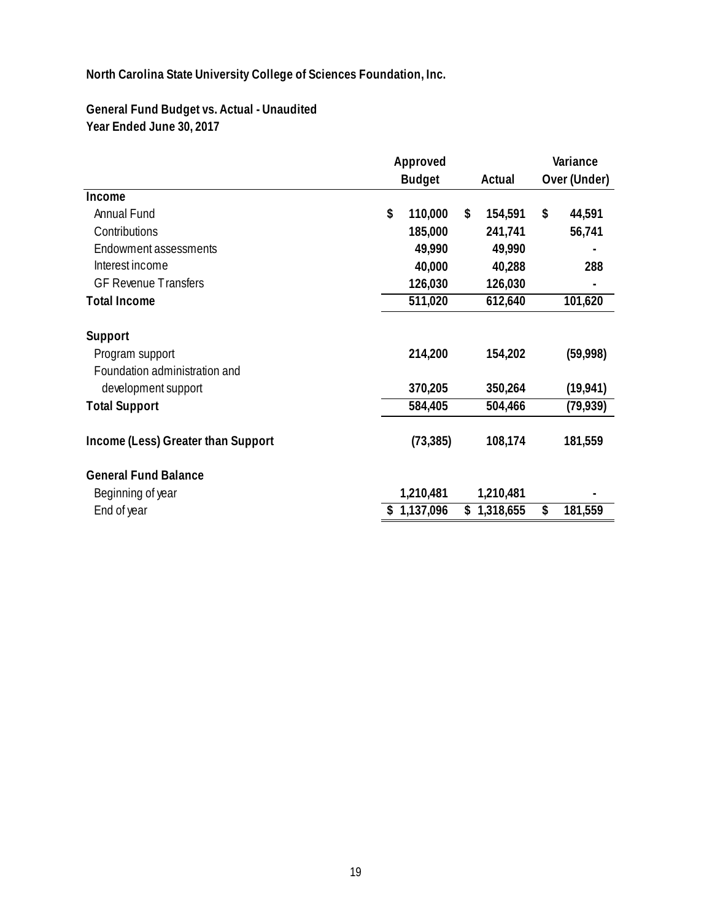**North Carolina State University College of Sciences Foundation, Inc.**

**General Fund Budget vs. Actual - Unaudited**
**Year Ended June 30, 2017**

| | Approved Budget | Actual | Variance Over (Under) |
|---|---|---|---|
| **Income** | | | |
| Annual Fund | $ 110,000 | $ 154,591 | $ 44,591 |
| Contributions | 185,000 | 241,741 | 56,741 |
| Endowment assessments | 49,990 | 49,990 | - |
| Interest income | 40,000 | 40,288 | 288 |
| GF Revenue Transfers | 126,030 | 126,030 | - |
| **Total Income** | 511,020 | 612,640 | 101,620 |
| **Support** | | | |
| Program support | 214,200 | 154,202 | (59,998) |
| Foundation administration and development support | 370,205 | 350,264 | (19,941) |
| **Total Support** | 584,405 | 504,466 | (79,939) |
| **Income (Less) Greater than Support** | (73,385) | 108,174 | 181,559 |
| **General Fund Balance** | | | |
| Beginning of year | 1,210,481 | 1,210,481 | - |
| End of year | $ 1,137,096 | $ 1,318,655 | $ 181,559 |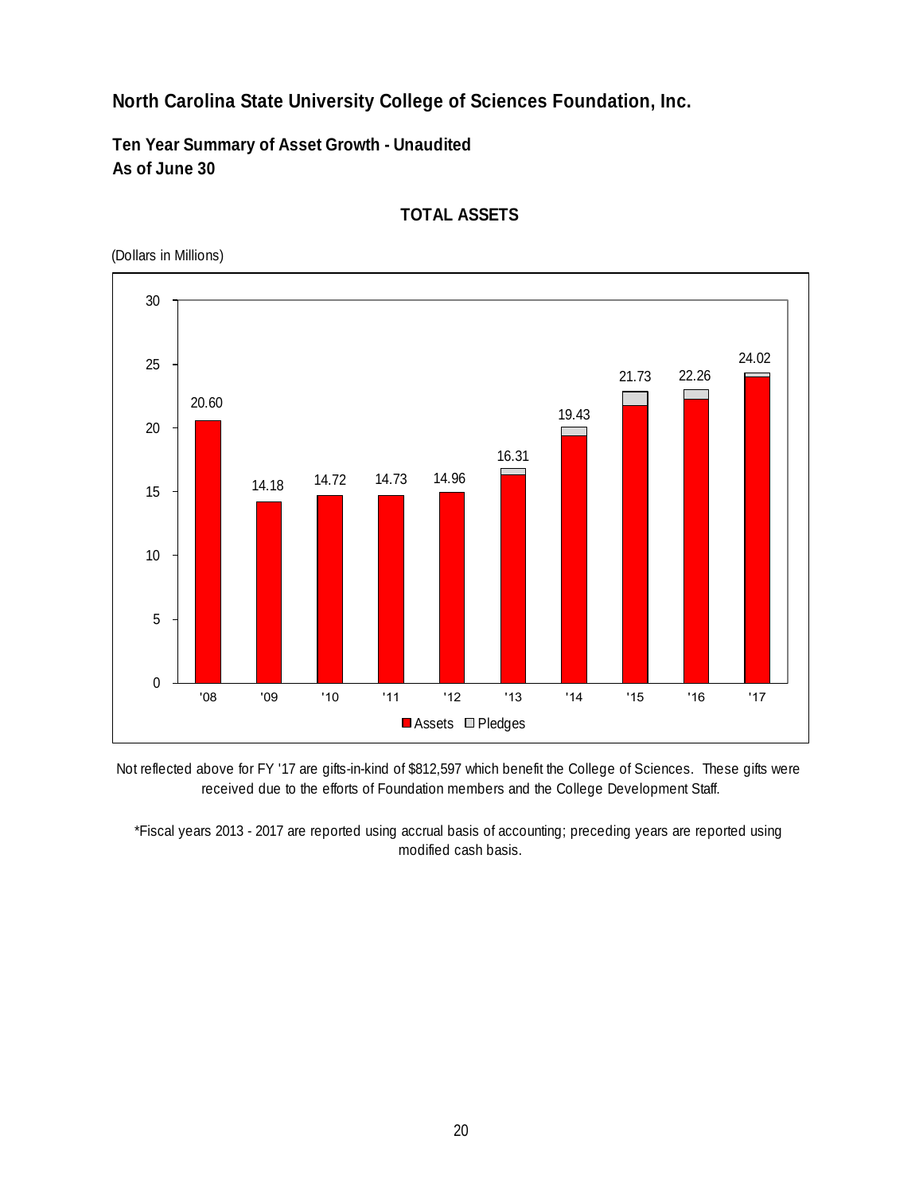# North Carolina State University College of Sciences Foundation, Inc.

## Ten Year Summary of Asset Growth - Unaudited
## As of June 30

### TOTAL ASSETS

(Dollars in Millions)

| Year | Assets |
|---|---|
| '08 | 20.60 |
| '09 | 14.18 |
| '10 | 14.72 |
| '11 | 14.73 |
| '12 | 14.96 |
| '13 | 16.31 |
| '14 | 19.43 |
| '15 | 21.73 |
| '16 | 22.26 |
| '17 | 24.02 |

Assets | Pledges

Not reflected above for FY '17 are gifts-in-kind of $812,597 which benefit the College of Sciences. These gifts were received due to the efforts of Foundation members and the College Development Staff.

*Fiscal years 2013 - 2017 are reported using accrual basis of accounting; preceding years are reported using modified cash basis.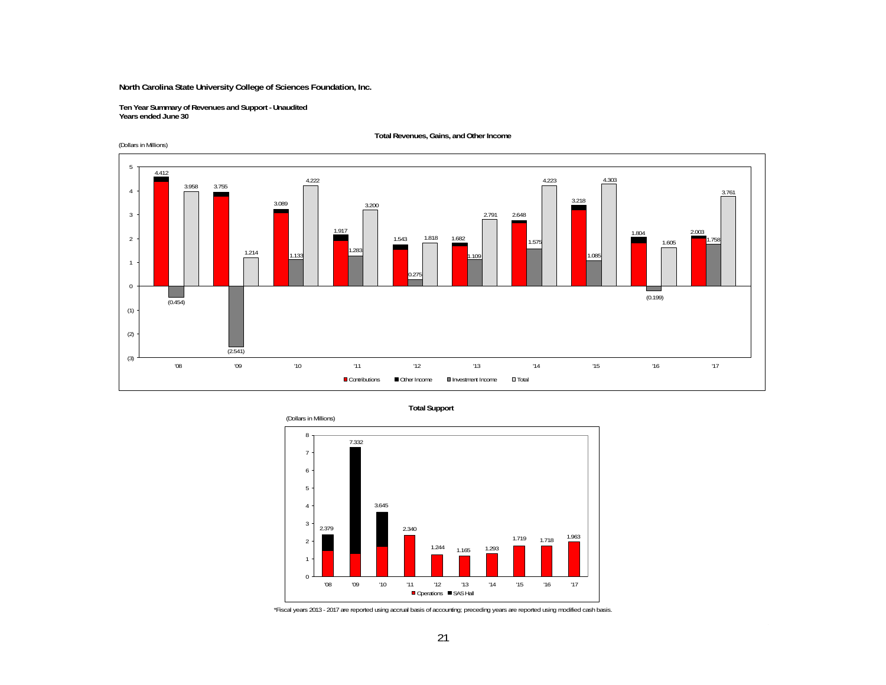**North Carolina State University College of Sciences Foundation, Inc.**

**Ten Year Summary of Revenues and Support - Unaudited**
**Years ended June 30**

**Total Revenues, Gains, and Other Income**

(Dollars in Millions)

5
4
3
2
1
0
(1)
(2)
(3)

4.412
3.958
3.755
1.214
3.089
4.222
1.133
1.917
3.200
1.283
1.543
1.818
0.275
1.682
2.791
1.109
2.648
4.223
1.575
3.218
4.303
1.085
1.804
1.605
2.003
3.761
1.758
(0.454)
(2.541)
(0.199)

'08 '09 '10 '11 '12 '13 '14 '15 '16 '17

Contributions  Other Income  Investment Income  Total

**Total Support**

(Dollars in Millions)

8
7
6
5
4
3
2
1
0

2.379
7.332
3.645
2.340
1.244
1.165
1.293
1.719
1.718
1.963

'08 '09 '10 '11 '12 '13 '14 '15 '16 '17

Operations  SAS Hall

*Fiscal years 2013 - 2017 are reported using accrual basis of accounting; preceding years are reported using modified cash basis.